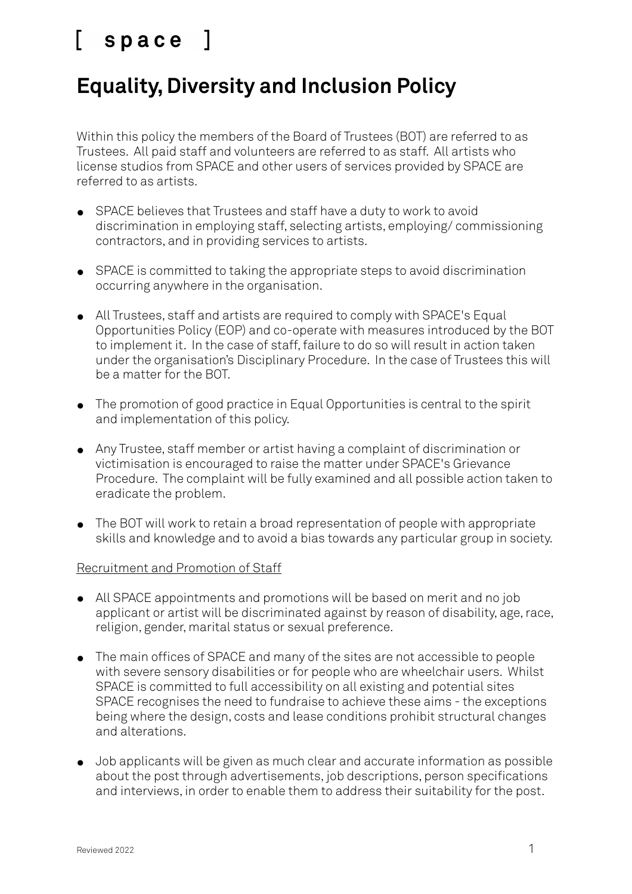[ space ]

# Equality, Diversity and Inclusion Policy

Within this policy the members of the Board of Trustees (BOT) are referred to as Trustees. All paid staff and volunteers are referred to as staff. All artists who license studios from SPACE and other users of services provided by SPACE are referred to as artists.

- SPACE believes that Trustees and staff have a duty to work to avoid discrimination in employing staff, selecting artists, employing/ commissioning contractors, and in providing services to artists.
- SPACE is committed to taking the appropriate steps to avoid discrimination occurring anywhere in the organisation.
- All Trustees, staff and artists are required to comply with SPACE's Equal Opportunities Policy (EOP) and co-operate with measures introduced by the BOT to implement it. In the case of staff, failure to do so will result in action taken under the organisation's Disciplinary Procedure. In the case of Trustees this will be a matter for the BOT.
- The promotion of good practice in Equal Opportunities is central to the spirit and implementation of this policy.
- Any Trustee, staff member or artist having a complaint of discrimination or victimisation is encouraged to raise the matter under SPACE's Grievance Procedure. The complaint will be fully examined and all possible action taken to eradicate the problem.
- The BOT will work to retain a broad representation of people with appropriate skills and knowledge and to avoid a bias towards any particular group in society.

<u>Recruitment and Promotion of Staff</u>

- All SPACE appointments and promotions will be based on merit and no job applicant or artist will be discriminated against by reason of disability, age, race, religion, gender, marital status or sexual preference.
- The main offices of SPACE and many of the sites are not accessible to people with severe sensory disabilities or for people who are wheelchair users. Whilst SPACE is committed to full accessibility on all existing and potential sites SPACE recognises the need to fundraise to achieve these aims - the exceptions being where the design, costs and lease conditions prohibit structural changes and alterations.
- Job applicants will be given as much clear and accurate information as possible about the post through advertisements, job descriptions, person specifications and interviews, in order to enable them to address their suitability for the post.

Reviewed 2022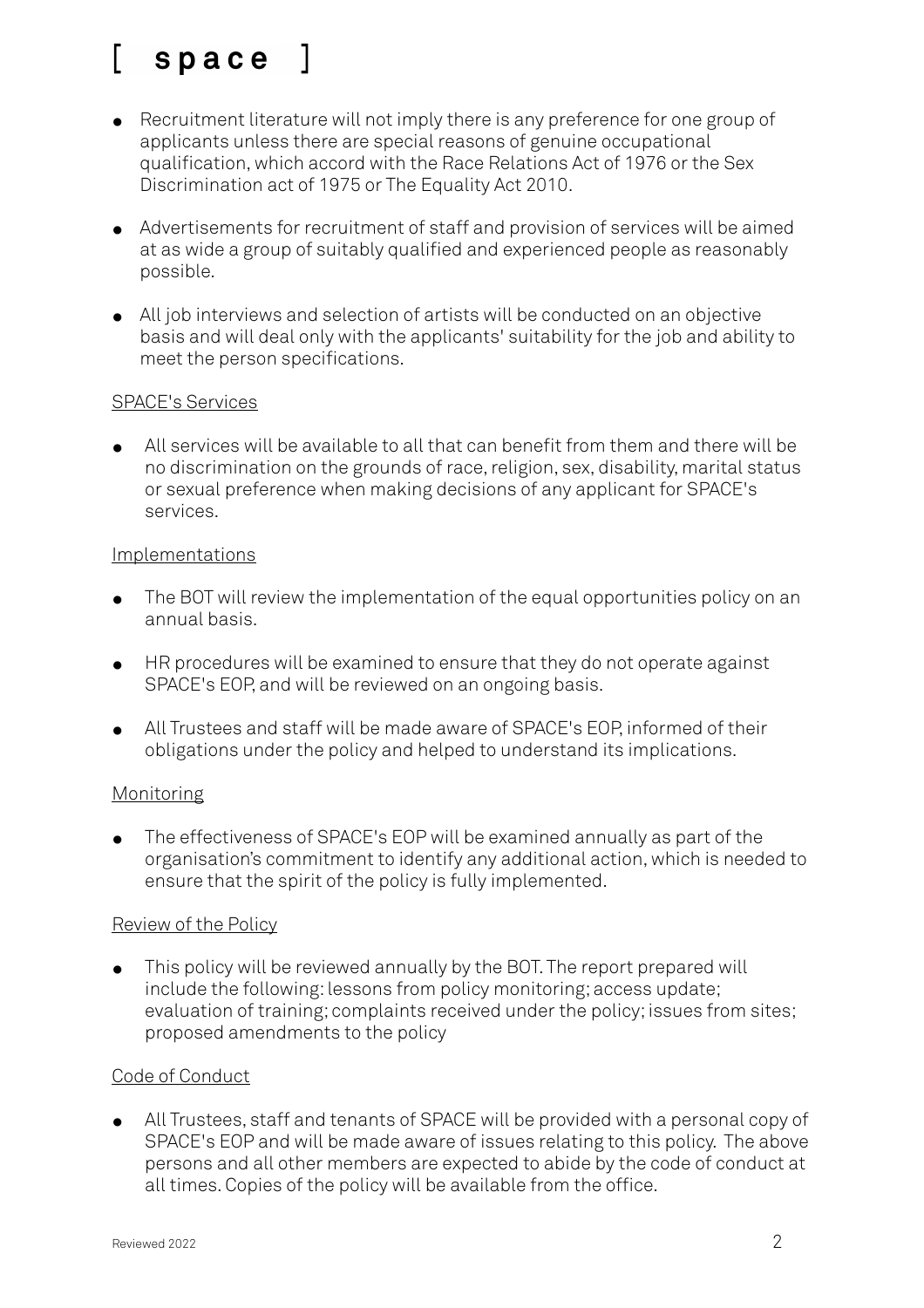- Recruitment literature will not imply there is any preference for one group of applicants unless there are special reasons of genuine occupational qualification, which accord with the Race Relations Act of 1976 or the Sex Discrimination act of 1975 or The Equality Act 2010.
- Advertisements for recruitment of staff and provision of services will be aimed at as wide a group of suitably qualified and experienced people as reasonably possible.
- All job interviews and selection of artists will be conducted on an objective basis and will deal only with the applicants' suitability for the job and ability to meet the person specifications.

<u>SPACE's Services</u>

- All services will be available to all that can benefit from them and there will be no discrimination on the grounds of race, religion, sex, disability, marital status or sexual preference when making decisions of any applicant for SPACE's services.

<u>Implementations</u>

- The BOT will review the implementation of the equal opportunities policy on an annual basis.
- HR procedures will be examined to ensure that they do not operate against SPACE's EOP, and will be reviewed on an ongoing basis.
- All Trustees and staff will be made aware of SPACE's EOP, informed of their obligations under the policy and helped to understand its implications.

<u>Monitoring</u>

- The effectiveness of SPACE's EOP will be examined annually as part of the organisation's commitment to identify any additional action, which is needed to ensure that the spirit of the policy is fully implemented.

<u>Review of the Policy</u>

- This policy will be reviewed annually by the BOT. The report prepared will include the following: lessons from policy monitoring; access update; evaluation of training; complaints received under the policy; issues from sites; proposed amendments to the policy

<u>Code of Conduct</u>

- All Trustees, staff and tenants of SPACE will be provided with a personal copy of SPACE's EOP and will be made aware of issues relating to this policy. The above persons and all other members are expected to abide by the code of conduct at all times. Copies of the policy will be available from the office.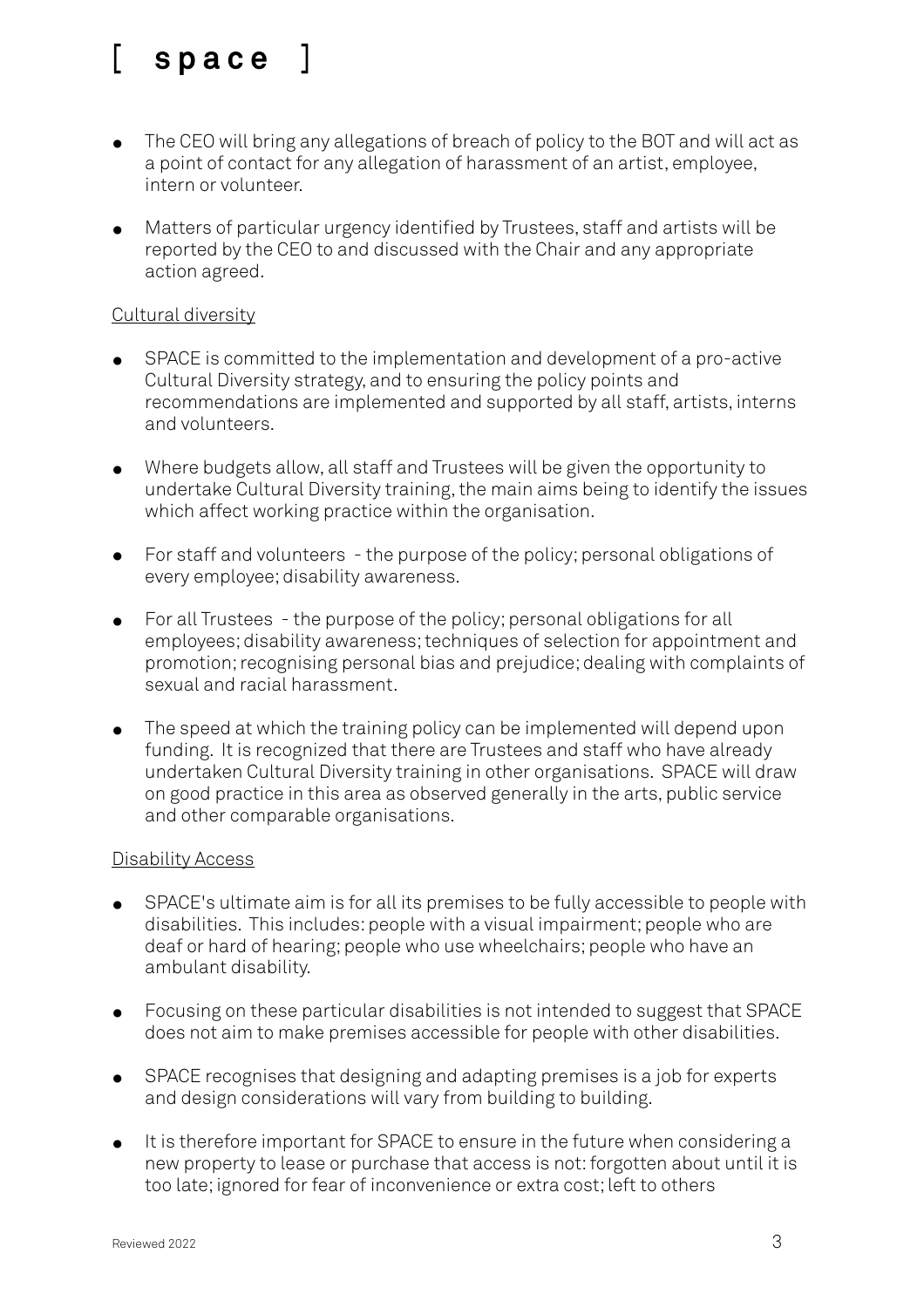- The CEO will bring any allegations of breach of policy to the BOT and will act as a point of contact for any allegation of harassment of an artist, employee, intern or volunteer.
- Matters of particular urgency identified by Trustees, staff and artists will be reported by the CEO to and discussed with the Chair and any appropriate action agreed.

<u>Cultural diversity</u>

- SPACE is committed to the implementation and development of a pro-active Cultural Diversity strategy, and to ensuring the policy points and recommendations are implemented and supported by all staff, artists, interns and volunteers.
- Where budgets allow, all staff and Trustees will be given the opportunity to undertake Cultural Diversity training, the main aims being to identify the issues which affect working practice within the organisation.
- For staff and volunteers - the purpose of the policy; personal obligations of every employee; disability awareness.
- For all Trustees - the purpose of the policy; personal obligations for all employees; disability awareness; techniques of selection for appointment and promotion; recognising personal bias and prejudice; dealing with complaints of sexual and racial harassment.
- The speed at which the training policy can be implemented will depend upon funding. It is recognized that there are Trustees and staff who have already undertaken Cultural Diversity training in other organisations. SPACE will draw on good practice in this area as observed generally in the arts, public service and other comparable organisations.

<u>Disability Access</u>

- SPACE's ultimate aim is for all its premises to be fully accessible to people with disabilities. This includes: people with a visual impairment; people who are deaf or hard of hearing; people who use wheelchairs; people who have an ambulant disability.
- Focusing on these particular disabilities is not intended to suggest that SPACE does not aim to make premises accessible for people with other disabilities.
- SPACE recognises that designing and adapting premises is a job for experts and design considerations will vary from building to building.
- It is therefore important for SPACE to ensure in the future when considering a new property to lease or purchase that access is not: forgotten about until it is too late; ignored for fear of inconvenience or extra cost; left to others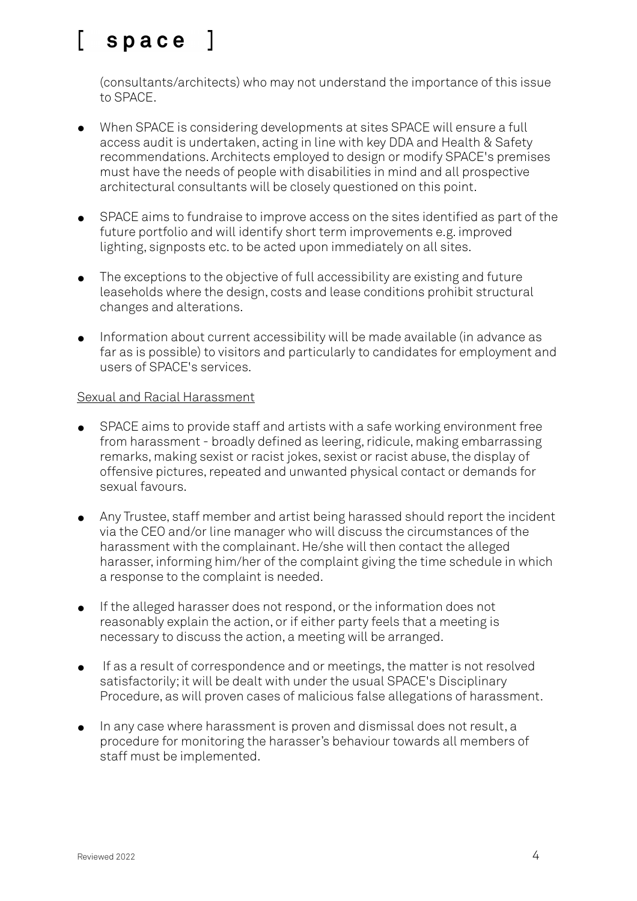(consultants/architects) who may not understand the importance of this issue to SPACE.

- When SPACE is considering developments at sites SPACE will ensure a full access audit is undertaken, acting in line with key DDA and Health & Safety recommendations. Architects employed to design or modify SPACE's premises must have the needs of people with disabilities in mind and all prospective architectural consultants will be closely questioned on this point.
- SPACE aims to fundraise to improve access on the sites identified as part of the future portfolio and will identify short term improvements e.g. improved lighting, signposts etc. to be acted upon immediately on all sites.
- The exceptions to the objective of full accessibility are existing and future leaseholds where the design, costs and lease conditions prohibit structural changes and alterations.
- Information about current accessibility will be made available (in advance as far as is possible) to visitors and particularly to candidates for employment and users of SPACE's services.

Sexual and Racial Harassment

- SPACE aims to provide staff and artists with a safe working environment free from harassment - broadly defined as leering, ridicule, making embarrassing remarks, making sexist or racist jokes, sexist or racist abuse, the display of offensive pictures, repeated and unwanted physical contact or demands for sexual favours.
- Any Trustee, staff member and artist being harassed should report the incident via the CEO and/or line manager who will discuss the circumstances of the harassment with the complainant. He/she will then contact the alleged harasser, informing him/her of the complaint giving the time schedule in which a response to the complaint is needed.
- If the alleged harasser does not respond, or the information does not reasonably explain the action, or if either party feels that a meeting is necessary to discuss the action, a meeting will be arranged.
- If as a result of correspondence and or meetings, the matter is not resolved satisfactorily; it will be dealt with under the usual SPACE's Disciplinary Procedure, as will proven cases of malicious false allegations of harassment.
- In any case where harassment is proven and dismissal does not result, a procedure for monitoring the harasser's behaviour towards all members of staff must be implemented.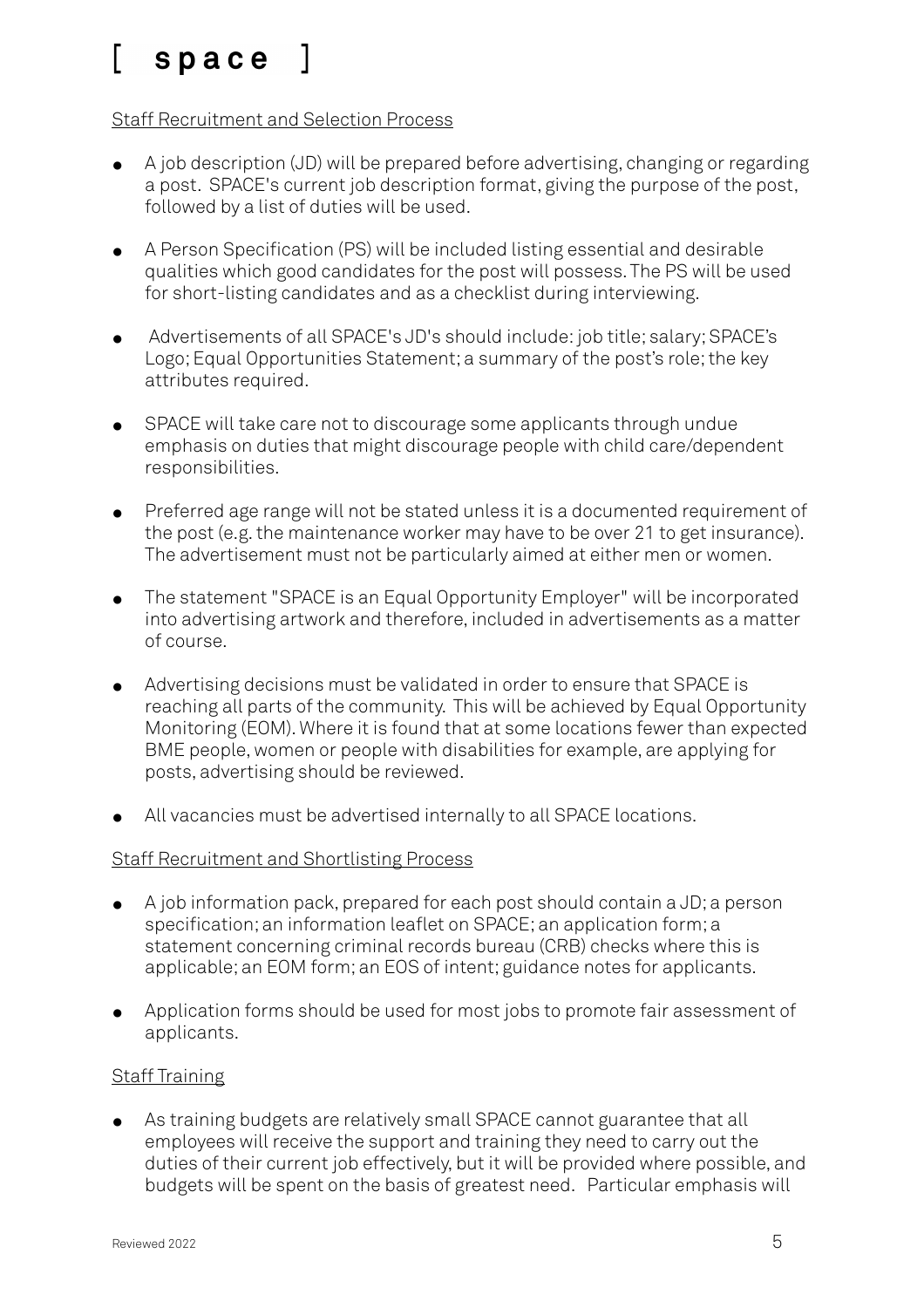Staff Recruitment and Selection Process

- A job description (JD) will be prepared before advertising, changing or regarding a post. SPACE's current job description format, giving the purpose of the post, followed by a list of duties will be used.
- A Person Specification (PS) will be included listing essential and desirable qualities which good candidates for the post will possess. The PS will be used for short-listing candidates and as a checklist during interviewing.
- Advertisements of all SPACE's JD's should include: job title; salary; SPACE's Logo; Equal Opportunities Statement; a summary of the post's role; the key attributes required.
- SPACE will take care not to discourage some applicants through undue emphasis on duties that might discourage people with child care/dependent responsibilities.
- Preferred age range will not be stated unless it is a documented requirement of the post (e.g. the maintenance worker may have to be over 21 to get insurance). The advertisement must not be particularly aimed at either men or women.
- The statement "SPACE is an Equal Opportunity Employer" will be incorporated into advertising artwork and therefore, included in advertisements as a matter of course.
- Advertising decisions must be validated in order to ensure that SPACE is reaching all parts of the community. This will be achieved by Equal Opportunity Monitoring (EOM). Where it is found that at some locations fewer than expected BME people, women or people with disabilities for example, are applying for posts, advertising should be reviewed.
- All vacancies must be advertised internally to all SPACE locations.

Staff Recruitment and Shortlisting Process

- A job information pack, prepared for each post should contain a JD; a person specification; an information leaflet on SPACE; an application form; a statement concerning criminal records bureau (CRB) checks where this is applicable; an EOM form; an EOS of intent; guidance notes for applicants.
- Application forms should be used for most jobs to promote fair assessment of applicants.

Staff Training

- As training budgets are relatively small SPACE cannot guarantee that all employees will receive the support and training they need to carry out the duties of their current job effectively, but it will be provided where possible, and budgets will be spent on the basis of greatest need. Particular emphasis will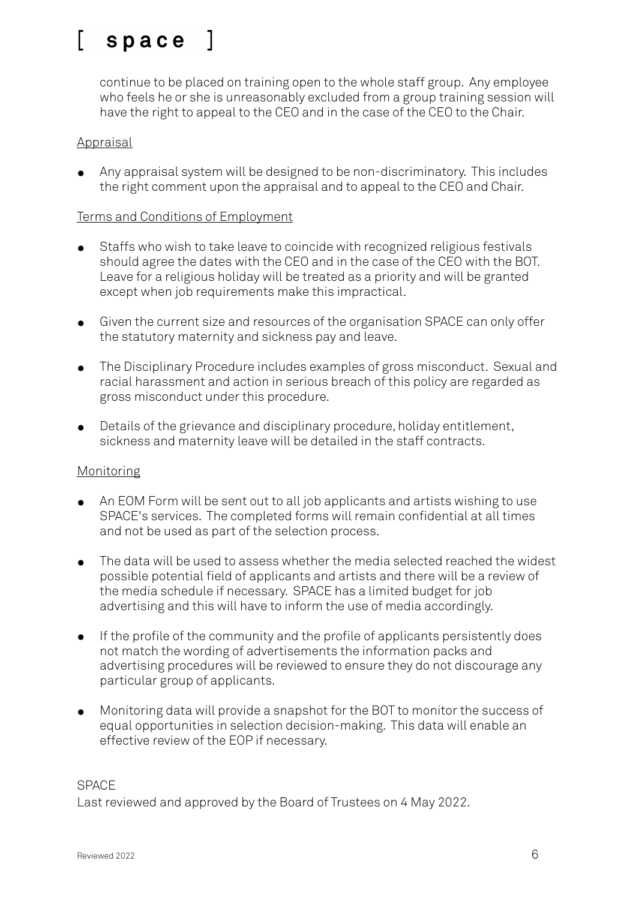continue to be placed on training open to the whole staff group. Any employee who feels he or she is unreasonably excluded from a group training session will have the right to appeal to the CEO and in the case of the CEO to the Chair.

<u>Appraisal</u>

- Any appraisal system will be designed to be non-discriminatory. This includes the right comment upon the appraisal and to appeal to the CEO and Chair.

<u>Terms and Conditions of Employment</u>

- Staffs who wish to take leave to coincide with recognized religious festivals should agree the dates with the CEO and in the case of the CEO with the BOT. Leave for a religious holiday will be treated as a priority and will be granted except when job requirements make this impractical.

- Given the current size and resources of the organisation SPACE can only offer the statutory maternity and sickness pay and leave.

- The Disciplinary Procedure includes examples of gross misconduct. Sexual and racial harassment and action in serious breach of this policy are regarded as gross misconduct under this procedure.

- Details of the grievance and disciplinary procedure, holiday entitlement, sickness and maternity leave will be detailed in the staff contracts.

<u>Monitoring</u>

- An EOM Form will be sent out to all job applicants and artists wishing to use SPACE's services. The completed forms will remain confidential at all times and not be used as part of the selection process.

- The data will be used to assess whether the media selected reached the widest possible potential field of applicants and artists and there will be a review of the media schedule if necessary. SPACE has a limited budget for job advertising and this will have to inform the use of media accordingly.

- If the profile of the community and the profile of applicants persistently does not match the wording of advertisements the information packs and advertising procedures will be reviewed to ensure they do not discourage any particular group of applicants.

- Monitoring data will provide a snapshot for the BOT to monitor the success of equal opportunities in selection decision-making. This data will enable an effective review of the EOP if necessary.

SPACE
Last reviewed and approved by the Board of Trustees on 4 May 2022.